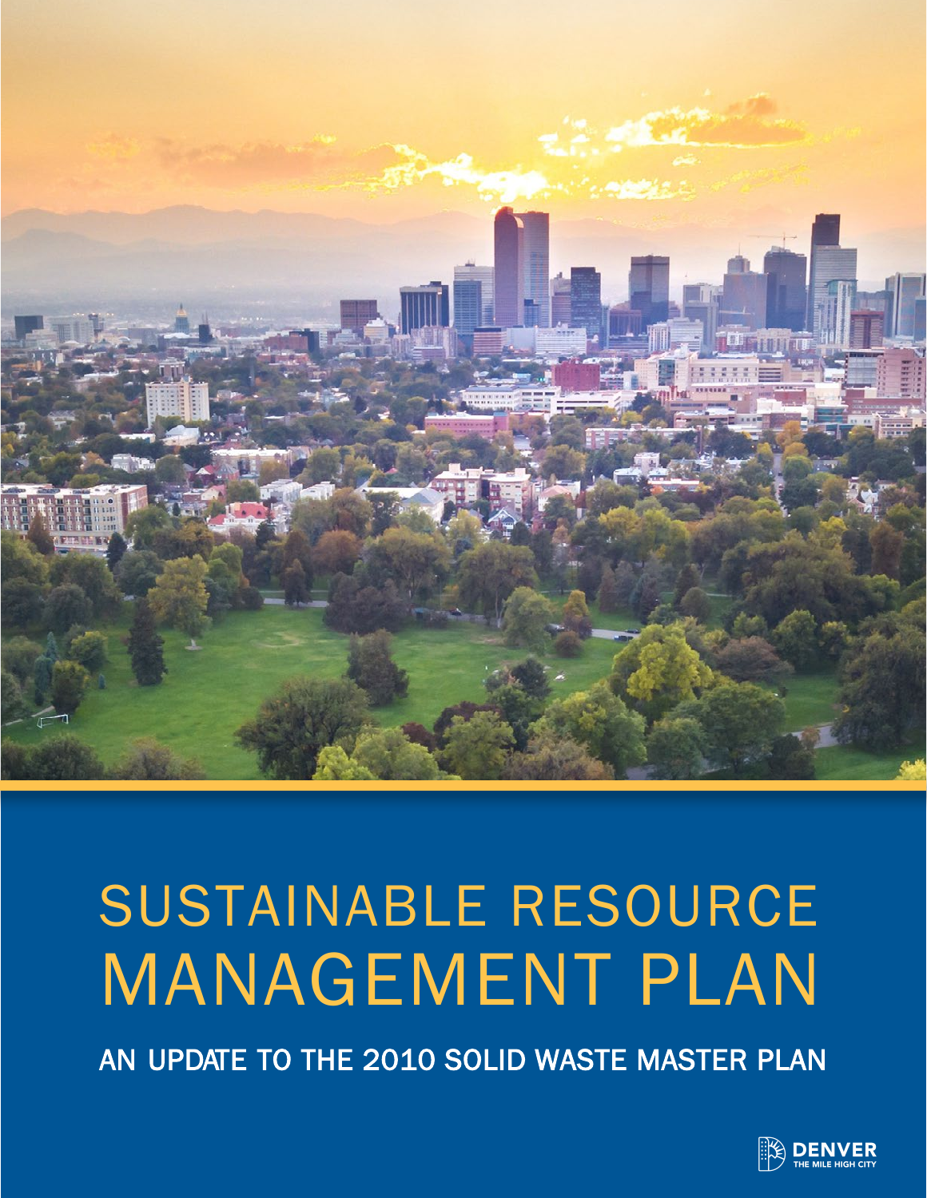# SUSTAINABLE RESOURCE MANAGEMENT PLAN

## AN UPDATE TO THE 2010 SOLID WASTE MASTER PLAN

DENVER
THE MILE HIGH CITY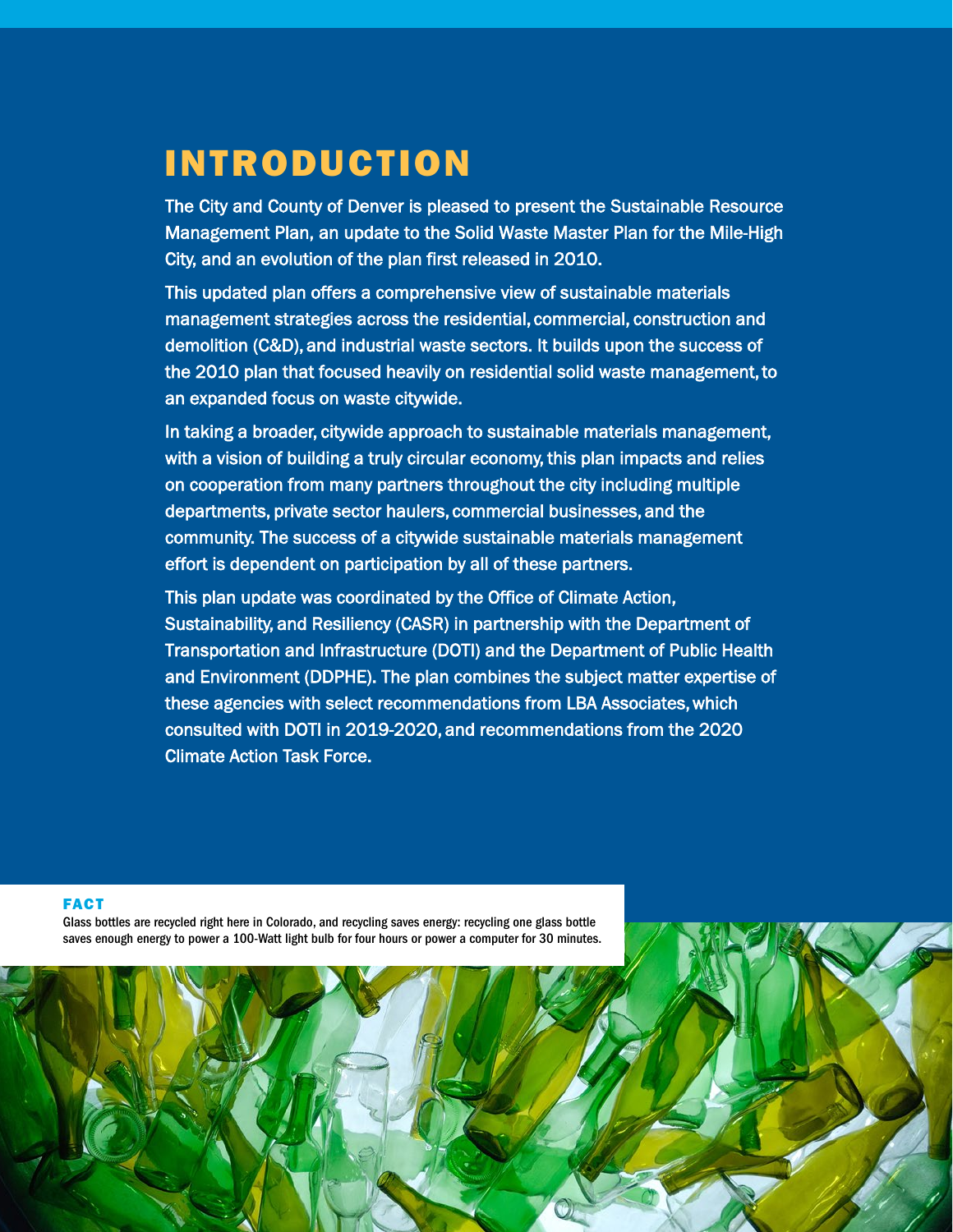# INTRODUCTION

The City and County of Denver is pleased to present the Sustainable Resource Management Plan, an update to the Solid Waste Master Plan for the Mile-High City, and an evolution of the plan first released in 2010.

This updated plan offers a comprehensive view of sustainable materials management strategies across the residential, commercial, construction and demolition (C&D), and industrial waste sectors. It builds upon the success of the 2010 plan that focused heavily on residential solid waste management, to an expanded focus on waste citywide.

In taking a broader, citywide approach to sustainable materials management, with a vision of building a truly circular economy, this plan impacts and relies on cooperation from many partners throughout the city including multiple departments, private sector haulers, commercial businesses, and the community. The success of a citywide sustainable materials management effort is dependent on participation by all of these partners.

This plan update was coordinated by the Office of Climate Action, Sustainability, and Resiliency (CASR) in partnership with the Department of Transportation and Infrastructure (DOTI) and the Department of Public Health and Environment (DDPHE). The plan combines the subject matter expertise of these agencies with select recommendations from LBA Associates, which consulted with DOTI in 2019-2020, and recommendations from the 2020 Climate Action Task Force.

**FACT**

Glass bottles are recycled right here in Colorado, and recycling saves energy: recycling one glass bottle saves enough energy to power a 100-Watt light bulb for four hours or power a computer for 30 minutes.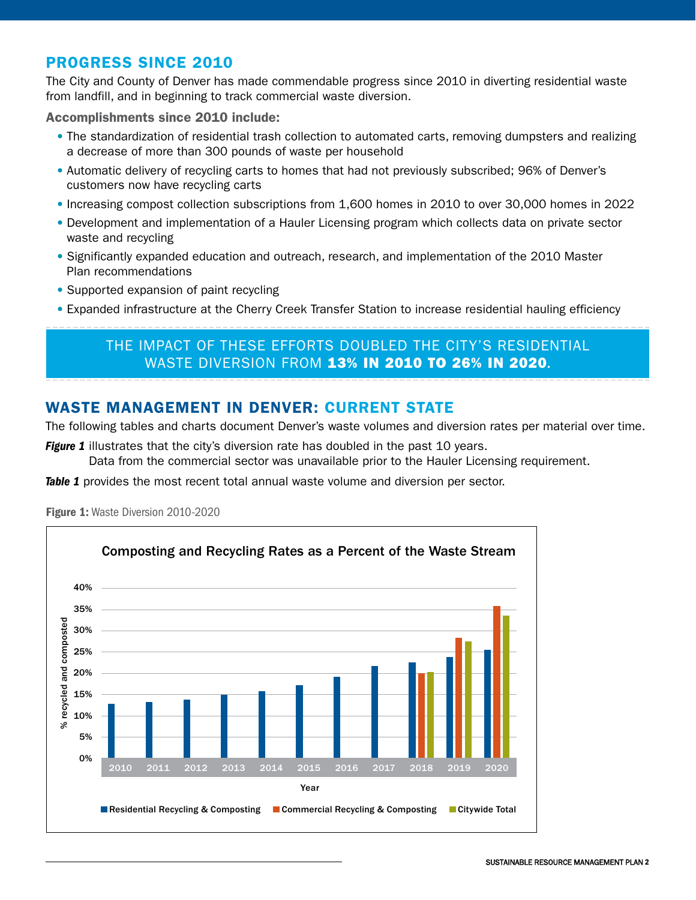## PROGRESS SINCE 2010

The City and County of Denver has made commendable progress since 2010 in diverting residential waste from landfill, and in beginning to track commercial waste diversion.

**Accomplishments since 2010 include:**

- The standardization of residential trash collection to automated carts, removing dumpsters and realizing a decrease of more than 300 pounds of waste per household
- Automatic delivery of recycling carts to homes that had not previously subscribed; 96% of Denver's customers now have recycling carts
- Increasing compost collection subscriptions from 1,600 homes in 2010 to over 30,000 homes in 2022
- Development and implementation of a Hauler Licensing program which collects data on private sector waste and recycling
- Significantly expanded education and outreach, research, and implementation of the 2010 Master Plan recommendations
- Supported expansion of paint recycling
- Expanded infrastructure at the Cherry Creek Transfer Station to increase residential hauling efficiency

THE IMPACT OF THESE EFFORTS DOUBLED THE CITY'S RESIDENTIAL WASTE DIVERSION FROM **13% IN 2010 TO 26% IN 2020**.

## WASTE MANAGEMENT IN DENVER: CURRENT STATE

The following tables and charts document Denver's waste volumes and diversion rates per material over time.

***Figure 1*** illustrates that the city's diversion rate has doubled in the past 10 years. Data from the commercial sector was unavailable prior to the Hauler Licensing requirement.

***Table 1*** provides the most recent total annual waste volume and diversion per sector.

**Figure 1:** Waste Diversion 2010-2020

Composting and Recycling Rates as a Percent of the Waste Stream

| Year | Residential Recycling & Composting | Commercial Recycling & Composting | Citywide Total |
|---|---|---|---|
| 2010 | ~13% | | |
| 2011 | ~13% | | |
| 2012 | ~14% | | |
| 2013 | ~15% | | |
| 2014 | ~16% | | |
| 2015 | ~17% | | |
| 2016 | ~19% | | |
| 2017 | ~22% | | |
| 2018 | ~23% | ~20% | ~20% |
| 2019 | ~24% | ~28% | ~27% |
| 2020 | ~26% | ~36% | ~34% |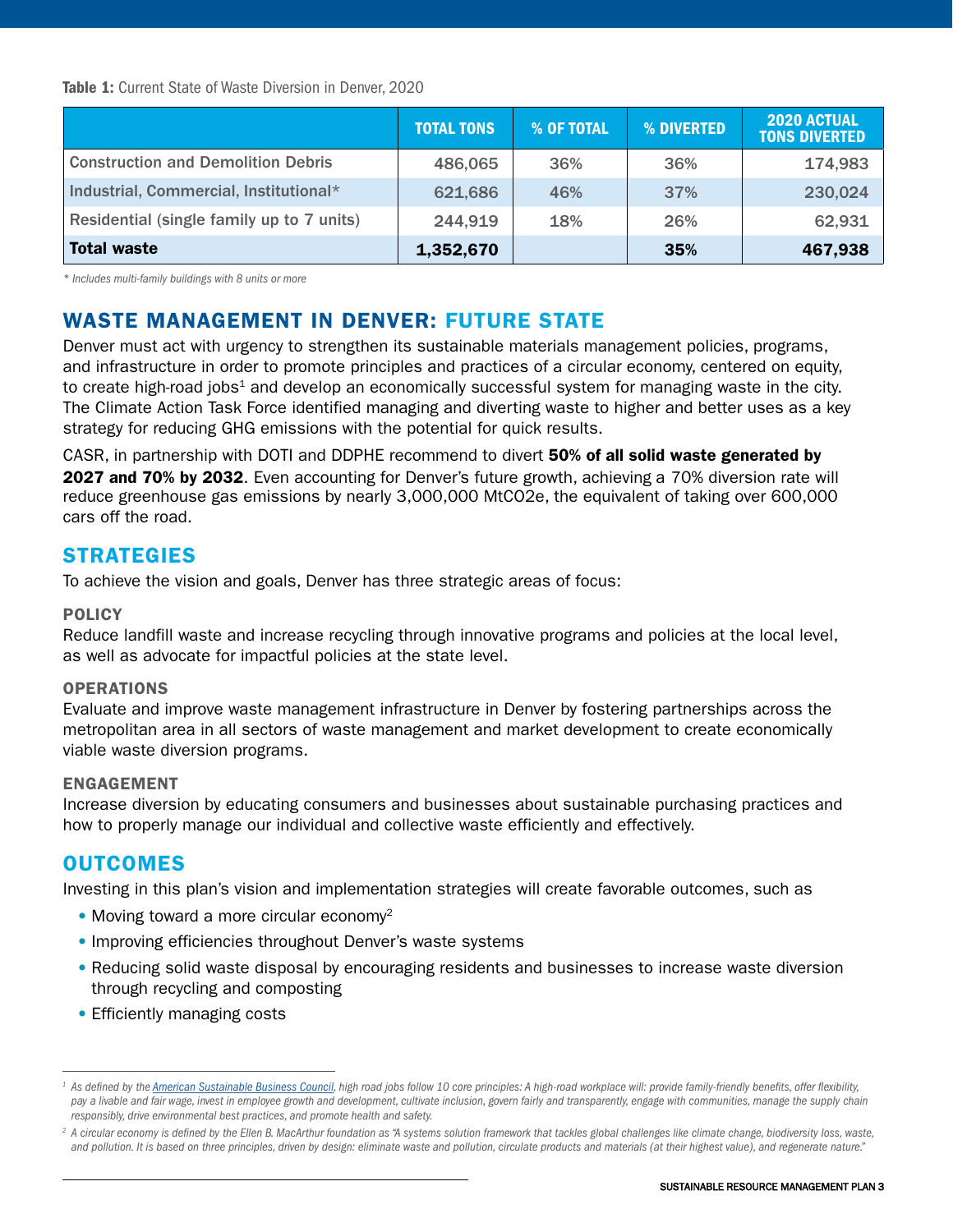**Table 1:** Current State of Waste Diversion in Denver, 2020

| | TOTAL TONS | % OF TOTAL | % DIVERTED | 2020 ACTUAL TONS DIVERTED |
|---|---|---|---|---|
| Construction and Demolition Debris | 486,065 | 36% | 36% | 174,983 |
| Industrial, Commercial, Institutional* | 621,686 | 46% | 37% | 230,024 |
| Residential (single family up to 7 units) | 244,919 | 18% | 26% | 62,931 |
| **Total waste** | **1,352,670** | | **35%** | **467,938** |

*\* Includes multi-family buildings with 8 units or more*

## WASTE MANAGEMENT IN DENVER: FUTURE STATE

Denver must act with urgency to strengthen its sustainable materials management policies, programs, and infrastructure in order to promote principles and practices of a circular economy, centered on equity, to create high-road jobs[1] and develop an economically successful system for managing waste in the city. The Climate Action Task Force identified managing and diverting waste to higher and better uses as a key strategy for reducing GHG emissions with the potential for quick results.

CASR, in partnership with DOTI and DDPHE recommend to divert **50% of all solid waste generated by 2027 and 70% by 2032**. Even accounting for Denver's future growth, achieving a 70% diversion rate will reduce greenhouse gas emissions by nearly 3,000,000 MtCO2e, the equivalent of taking over 600,000 cars off the road.

## STRATEGIES

To achieve the vision and goals, Denver has three strategic areas of focus:

### POLICY

Reduce landfill waste and increase recycling through innovative programs and policies at the local level, as well as advocate for impactful policies at the state level.

### OPERATIONS

Evaluate and improve waste management infrastructure in Denver by fostering partnerships across the metropolitan area in all sectors of waste management and market development to create economically viable waste diversion programs.

### ENGAGEMENT

Increase diversion by educating consumers and businesses about sustainable purchasing practices and how to properly manage our individual and collective waste efficiently and effectively.

## OUTCOMES

Investing in this plan's vision and implementation strategies will create favorable outcomes, such as

- Moving toward a more circular economy[2]
- Improving efficiencies throughout Denver's waste systems
- Reducing solid waste disposal by encouraging residents and businesses to increase waste diversion through recycling and composting
- Efficiently managing costs

---

*[1] As defined by the American Sustainable Business Council, high road jobs follow 10 core principles: A high-road workplace will: provide family-friendly benefits, offer flexibility, pay a livable and fair wage, invest in employee growth and development, cultivate inclusion, govern fairly and transparently, engage with communities, manage the supply chain responsibly, drive environmental best practices, and promote health and safety.*

*[2] A circular economy is defined by the Ellen B. MacArthur foundation as "A systems solution framework that tackles global challenges like climate change, biodiversity loss, waste, and pollution. It is based on three principles, driven by design: eliminate waste and pollution, circulate products and materials (at their highest value), and regenerate nature."*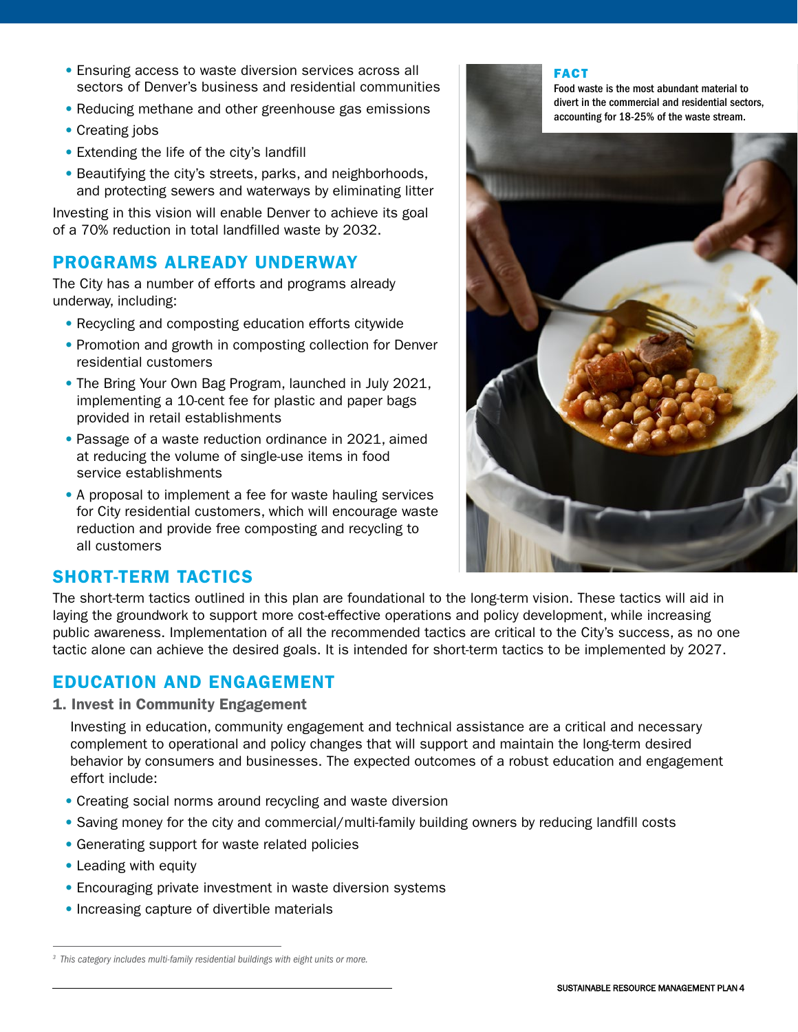- Ensuring access to waste diversion services across all sectors of Denver's business and residential communities
- Reducing methane and other greenhouse gas emissions
- Creating jobs
- Extending the life of the city's landfill
- Beautifying the city's streets, parks, and neighborhoods, and protecting sewers and waterways by eliminating litter

Investing in this vision will enable Denver to achieve its goal of a 70% reduction in total landfilled waste by 2032.

**FACT**

**Food waste is the most abundant material to divert in the commercial and residential sectors, accounting for 18-25% of the waste stream.**

## PROGRAMS ALREADY UNDERWAY

The City has a number of efforts and programs already underway, including:

- Recycling and composting education efforts citywide
- Promotion and growth in composting collection for Denver residential customers
- The Bring Your Own Bag Program, launched in July 2021, implementing a 10-cent fee for plastic and paper bags provided in retail establishments
- Passage of a waste reduction ordinance in 2021, aimed at reducing the volume of single-use items in food service establishments
- A proposal to implement a fee for waste hauling services for City residential customers, which will encourage waste reduction and provide free composting and recycling to all customers

## SHORT-TERM TACTICS

The short-term tactics outlined in this plan are foundational to the long-term vision. These tactics will aid in laying the groundwork to support more cost-effective operations and policy development, while increasing public awareness. Implementation of all the recommended tactics are critical to the City's success, as no one tactic alone can achieve the desired goals. It is intended for short-term tactics to be implemented by 2027.

## EDUCATION AND ENGAGEMENT

### 1. Invest in Community Engagement

Investing in education, community engagement and technical assistance are a critical and necessary complement to operational and policy changes that will support and maintain the long-term desired behavior by consumers and businesses. The expected outcomes of a robust education and engagement effort include:

- Creating social norms around recycling and waste diversion
- Saving money for the city and commercial/multi-family building owners by reducing landfill costs
- Generating support for waste related policies
- Leading with equity
- Encouraging private investment in waste diversion systems
- Increasing capture of divertible materials

---

[3] *This category includes multi-family residential buildings with eight units or more.*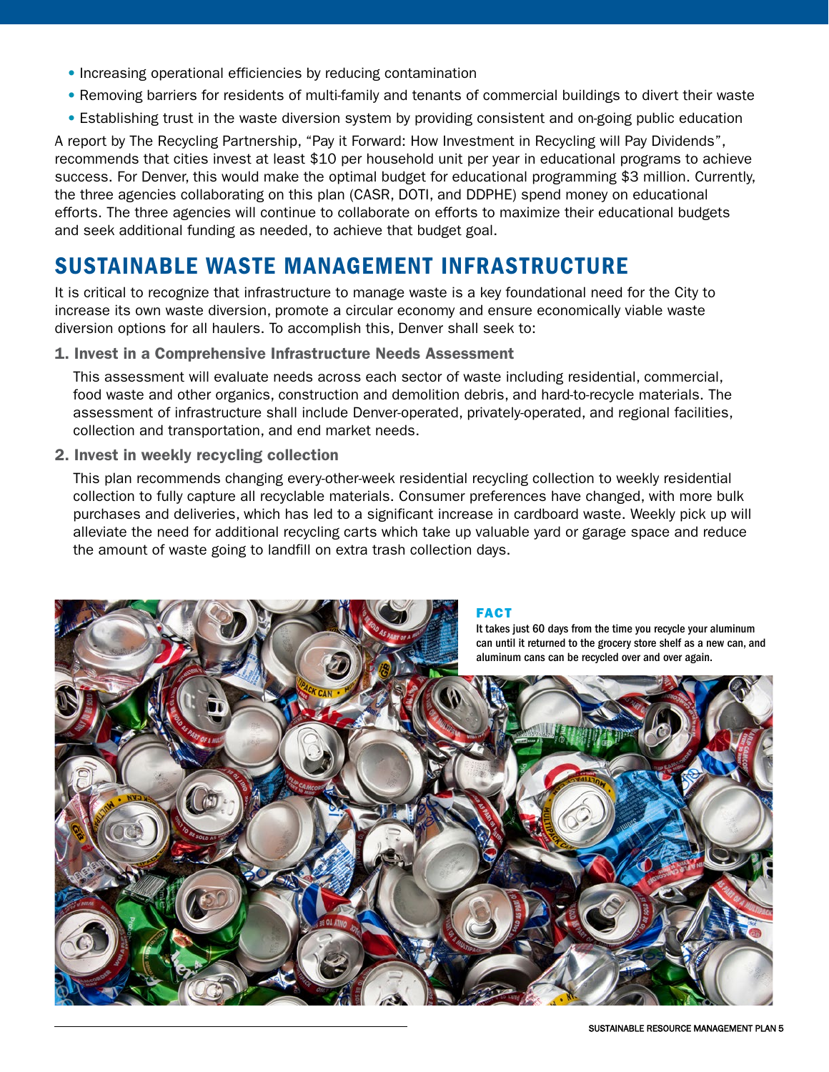- Increasing operational efficiencies by reducing contamination
- Removing barriers for residents of multi-family and tenants of commercial buildings to divert their waste
- Establishing trust in the waste diversion system by providing consistent and on-going public education

A report by The Recycling Partnership, “Pay it Forward: How Investment in Recycling will Pay Dividends”, recommends that cities invest at least $10 per household unit per year in educational programs to achieve success. For Denver, this would make the optimal budget for educational programming $3 million. Currently, the three agencies collaborating on this plan (CASR, DOTI, and DDPHE) spend money on educational efforts. The three agencies will continue to collaborate on efforts to maximize their educational budgets and seek additional funding as needed, to achieve that budget goal.

## SUSTAINABLE WASTE MANAGEMENT INFRASTRUCTURE

It is critical to recognize that infrastructure to manage waste is a key foundational need for the City to increase its own waste diversion, promote a circular economy and ensure economically viable waste diversion options for all haulers. To accomplish this, Denver shall seek to:

### 1. Invest in a Comprehensive Infrastructure Needs Assessment

This assessment will evaluate needs across each sector of waste including residential, commercial, food waste and other organics, construction and demolition debris, and hard-to-recycle materials. The assessment of infrastructure shall include Denver-operated, privately-operated, and regional facilities, collection and transportation, and end market needs.

### 2. Invest in weekly recycling collection

This plan recommends changing every-other-week residential recycling collection to weekly residential collection to fully capture all recyclable materials. Consumer preferences have changed, with more bulk purchases and deliveries, which has led to a significant increase in cardboard waste. Weekly pick up will alleviate the need for additional recycling carts which take up valuable yard or garage space and reduce the amount of waste going to landfill on extra trash collection days.

**FACT**

It takes just 60 days from the time you recycle your aluminum can until it returned to the grocery store shelf as a new can, and aluminum cans can be recycled over and over again.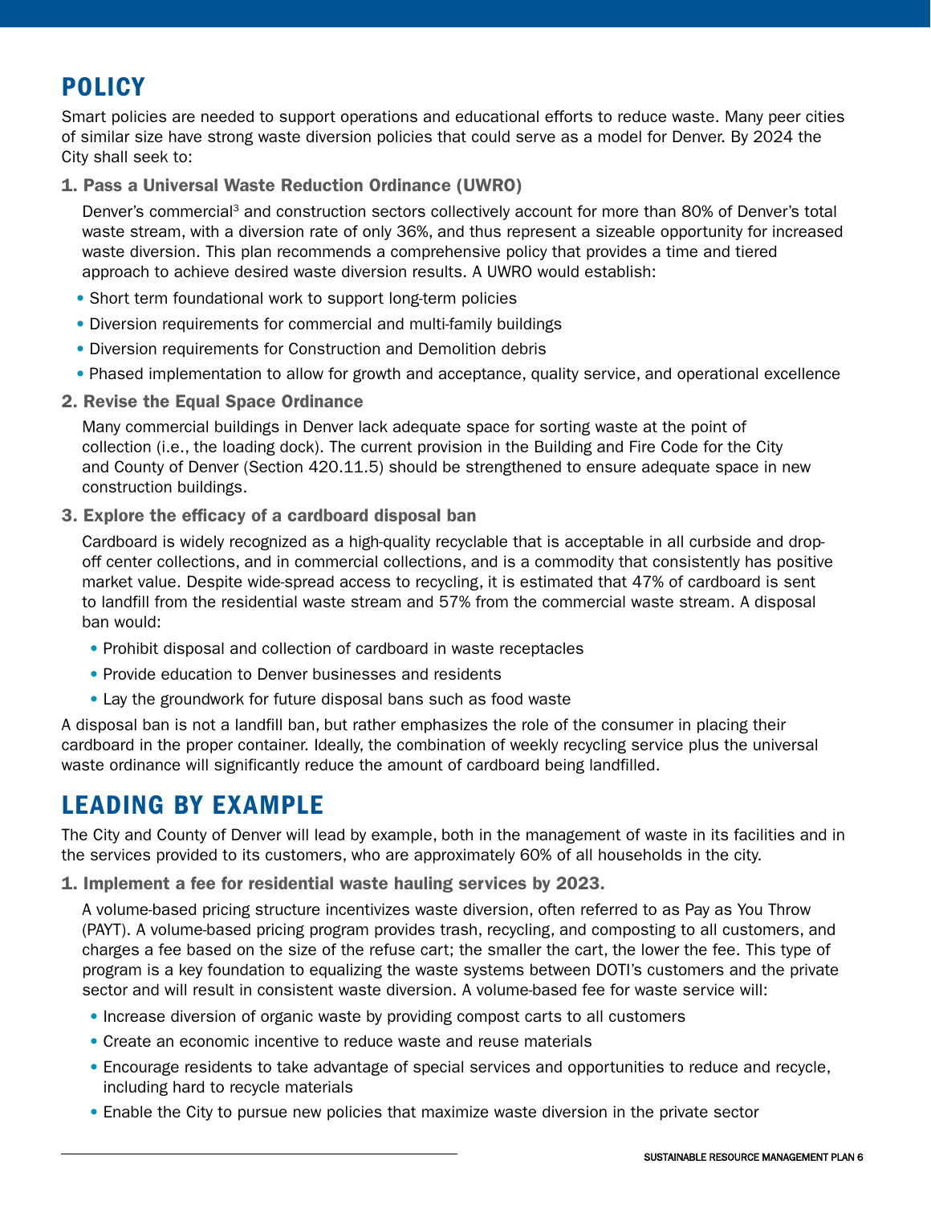## POLICY

Smart policies are needed to support operations and educational efforts to reduce waste. Many peer cities of similar size have strong waste diversion policies that could serve as a model for Denver. By 2024 the City shall seek to:

**1. Pass a Universal Waste Reduction Ordinance (UWRO)**

Denver's commercial[3] and construction sectors collectively account for more than 80% of Denver's total waste stream, with a diversion rate of only 36%, and thus represent a sizeable opportunity for increased waste diversion. This plan recommends a comprehensive policy that provides a time and tiered approach to achieve desired waste diversion results. A UWRO would establish:

- Short term foundational work to support long-term policies
- Diversion requirements for commercial and multi-family buildings
- Diversion requirements for Construction and Demolition debris
- Phased implementation to allow for growth and acceptance, quality service, and operational excellence

**2. Revise the Equal Space Ordinance**

Many commercial buildings in Denver lack adequate space for sorting waste at the point of collection (i.e., the loading dock). The current provision in the Building and Fire Code for the City and County of Denver (Section 420.11.5) should be strengthened to ensure adequate space in new construction buildings.

**3. Explore the efficacy of a cardboard disposal ban**

Cardboard is widely recognized as a high-quality recyclable that is acceptable in all curbside and drop-off center collections, and in commercial collections, and is a commodity that consistently has positive market value. Despite wide-spread access to recycling, it is estimated that 47% of cardboard is sent to landfill from the residential waste stream and 57% from the commercial waste stream. A disposal ban would:

- Prohibit disposal and collection of cardboard in waste receptacles
- Provide education to Denver businesses and residents
- Lay the groundwork for future disposal bans such as food waste

A disposal ban is not a landfill ban, but rather emphasizes the role of the consumer in placing their cardboard in the proper container. Ideally, the combination of weekly recycling service plus the universal waste ordinance will significantly reduce the amount of cardboard being landfilled.

## LEADING BY EXAMPLE

The City and County of Denver will lead by example, both in the management of waste in its facilities and in the services provided to its customers, who are approximately 60% of all households in the city.

**1. Implement a fee for residential waste hauling services by 2023.**

A volume-based pricing structure incentivizes waste diversion, often referred to as Pay as You Throw (PAYT). A volume-based pricing program provides trash, recycling, and composting to all customers, and charges a fee based on the size of the refuse cart; the smaller the cart, the lower the fee. This type of program is a key foundation to equalizing the waste systems between DOTI's customers and the private sector and will result in consistent waste diversion. A volume-based fee for waste service will:

- Increase diversion of organic waste by providing compost carts to all customers
- Create an economic incentive to reduce waste and reuse materials
- Encourage residents to take advantage of special services and opportunities to reduce and recycle, including hard to recycle materials
- Enable the City to pursue new policies that maximize waste diversion in the private sector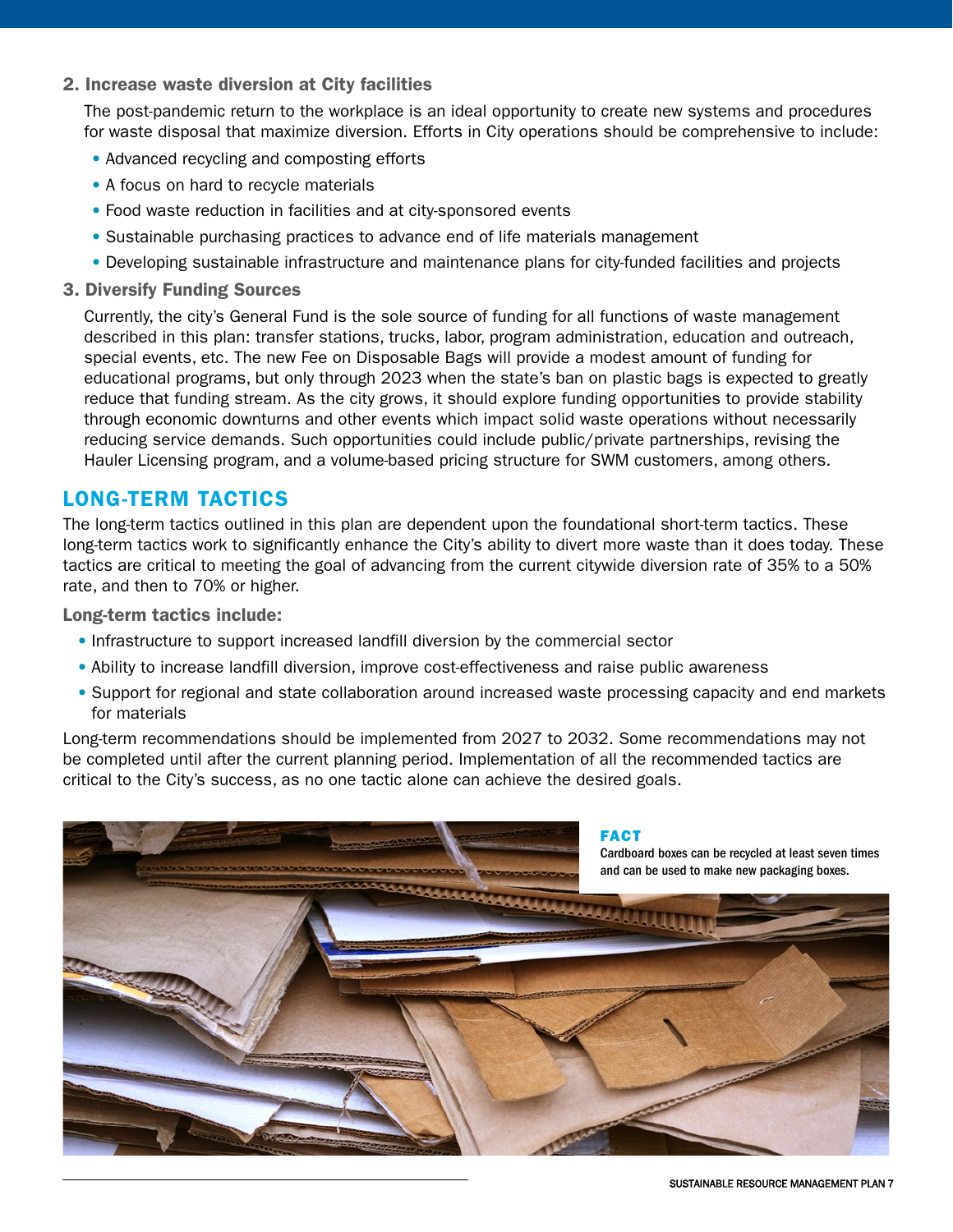### 2. Increase waste diversion at City facilities

The post-pandemic return to the workplace is an ideal opportunity to create new systems and procedures for waste disposal that maximize diversion. Efforts in City operations should be comprehensive to include:

- Advanced recycling and composting efforts
- A focus on hard to recycle materials
- Food waste reduction in facilities and at city-sponsored events
- Sustainable purchasing practices to advance end of life materials management
- Developing sustainable infrastructure and maintenance plans for city-funded facilities and projects

### 3. Diversify Funding Sources

Currently, the city's General Fund is the sole source of funding for all functions of waste management described in this plan: transfer stations, trucks, labor, program administration, education and outreach, special events, etc. The new Fee on Disposable Bags will provide a modest amount of funding for educational programs, but only through 2023 when the state's ban on plastic bags is expected to greatly reduce that funding stream. As the city grows, it should explore funding opportunities to provide stability through economic downturns and other events which impact solid waste operations without necessarily reducing service demands. Such opportunities could include public/private partnerships, revising the Hauler Licensing program, and a volume-based pricing structure for SWM customers, among others.

## LONG-TERM TACTICS

The long-term tactics outlined in this plan are dependent upon the foundational short-term tactics. These long-term tactics work to significantly enhance the City's ability to divert more waste than it does today. These tactics are critical to meeting the goal of advancing from the current citywide diversion rate of 35% to a 50% rate, and then to 70% or higher.

**Long-term tactics include:**

- Infrastructure to support increased landfill diversion by the commercial sector
- Ability to increase landfill diversion, improve cost-effectiveness and raise public awareness
- Support for regional and state collaboration around increased waste processing capacity and end markets for materials

Long-term recommendations should be implemented from 2027 to 2032. Some recommendations may not be completed until after the current planning period. Implementation of all the recommended tactics are critical to the City's success, as no one tactic alone can achieve the desired goals.

**FACT**

Cardboard boxes can be recycled at least seven times and can be used to make new packaging boxes.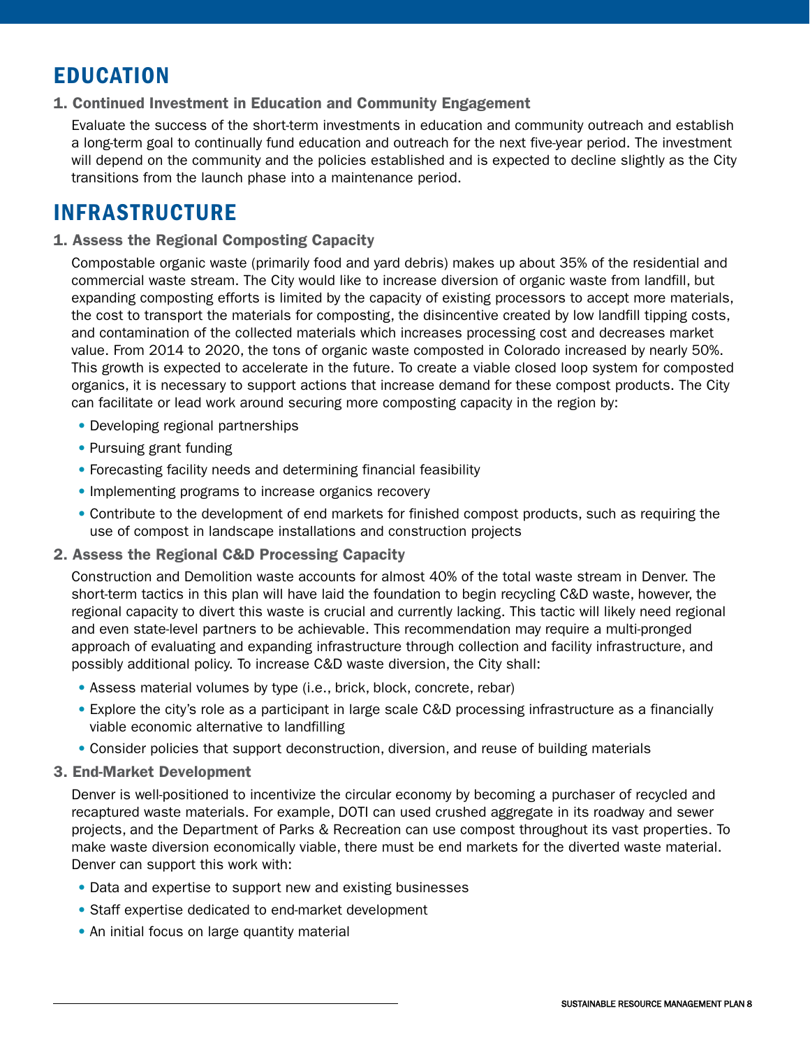## EDUCATION

### 1. Continued Investment in Education and Community Engagement

Evaluate the success of the short-term investments in education and community outreach and establish a long-term goal to continually fund education and outreach for the next five-year period. The investment will depend on the community and the policies established and is expected to decline slightly as the City transitions from the launch phase into a maintenance period.

## INFRASTRUCTURE

### 1. Assess the Regional Composting Capacity

Compostable organic waste (primarily food and yard debris) makes up about 35% of the residential and commercial waste stream. The City would like to increase diversion of organic waste from landfill, but expanding composting efforts is limited by the capacity of existing processors to accept more materials, the cost to transport the materials for composting, the disincentive created by low landfill tipping costs, and contamination of the collected materials which increases processing cost and decreases market value. From 2014 to 2020, the tons of organic waste composted in Colorado increased by nearly 50%. This growth is expected to accelerate in the future. To create a viable closed loop system for composted organics, it is necessary to support actions that increase demand for these compost products. The City can facilitate or lead work around securing more composting capacity in the region by:

- Developing regional partnerships
- Pursuing grant funding
- Forecasting facility needs and determining financial feasibility
- Implementing programs to increase organics recovery
- Contribute to the development of end markets for finished compost products, such as requiring the use of compost in landscape installations and construction projects

### 2. Assess the Regional C&D Processing Capacity

Construction and Demolition waste accounts for almost 40% of the total waste stream in Denver. The short-term tactics in this plan will have laid the foundation to begin recycling C&D waste, however, the regional capacity to divert this waste is crucial and currently lacking. This tactic will likely need regional and even state-level partners to be achievable. This recommendation may require a multi-pronged approach of evaluating and expanding infrastructure through collection and facility infrastructure, and possibly additional policy. To increase C&D waste diversion, the City shall:

- Assess material volumes by type (i.e., brick, block, concrete, rebar)
- Explore the city's role as a participant in large scale C&D processing infrastructure as a financially viable economic alternative to landfilling
- Consider policies that support deconstruction, diversion, and reuse of building materials

### 3. End-Market Development

Denver is well-positioned to incentivize the circular economy by becoming a purchaser of recycled and recaptured waste materials. For example, DOTI can used crushed aggregate in its roadway and sewer projects, and the Department of Parks & Recreation can use compost throughout its vast properties. To make waste diversion economically viable, there must be end markets for the diverted waste material. Denver can support this work with:

- Data and expertise to support new and existing businesses
- Staff expertise dedicated to end-market development
- An initial focus on large quantity material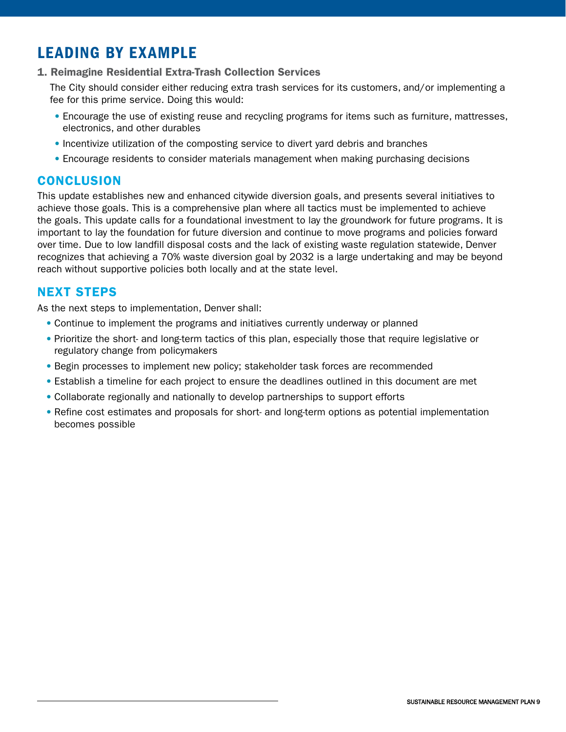## LEADING BY EXAMPLE

### 1. Reimagine Residential Extra-Trash Collection Services

The City should consider either reducing extra trash services for its customers, and/or implementing a fee for this prime service. Doing this would:

- Encourage the use of existing reuse and recycling programs for items such as furniture, mattresses, electronics, and other durables
- Incentivize utilization of the composting service to divert yard debris and branches
- Encourage residents to consider materials management when making purchasing decisions

## CONCLUSION

This update establishes new and enhanced citywide diversion goals, and presents several initiatives to achieve those goals. This is a comprehensive plan where all tactics must be implemented to achieve the goals. This update calls for a foundational investment to lay the groundwork for future programs. It is important to lay the foundation for future diversion and continue to move programs and policies forward over time. Due to low landfill disposal costs and the lack of existing waste regulation statewide, Denver recognizes that achieving a 70% waste diversion goal by 2032 is a large undertaking and may be beyond reach without supportive policies both locally and at the state level.

## NEXT STEPS

As the next steps to implementation, Denver shall:

- Continue to implement the programs and initiatives currently underway or planned
- Prioritize the short- and long-term tactics of this plan, especially those that require legislative or regulatory change from policymakers
- Begin processes to implement new policy; stakeholder task forces are recommended
- Establish a timeline for each project to ensure the deadlines outlined in this document are met
- Collaborate regionally and nationally to develop partnerships to support efforts
- Refine cost estimates and proposals for short- and long-term options as potential implementation becomes possible